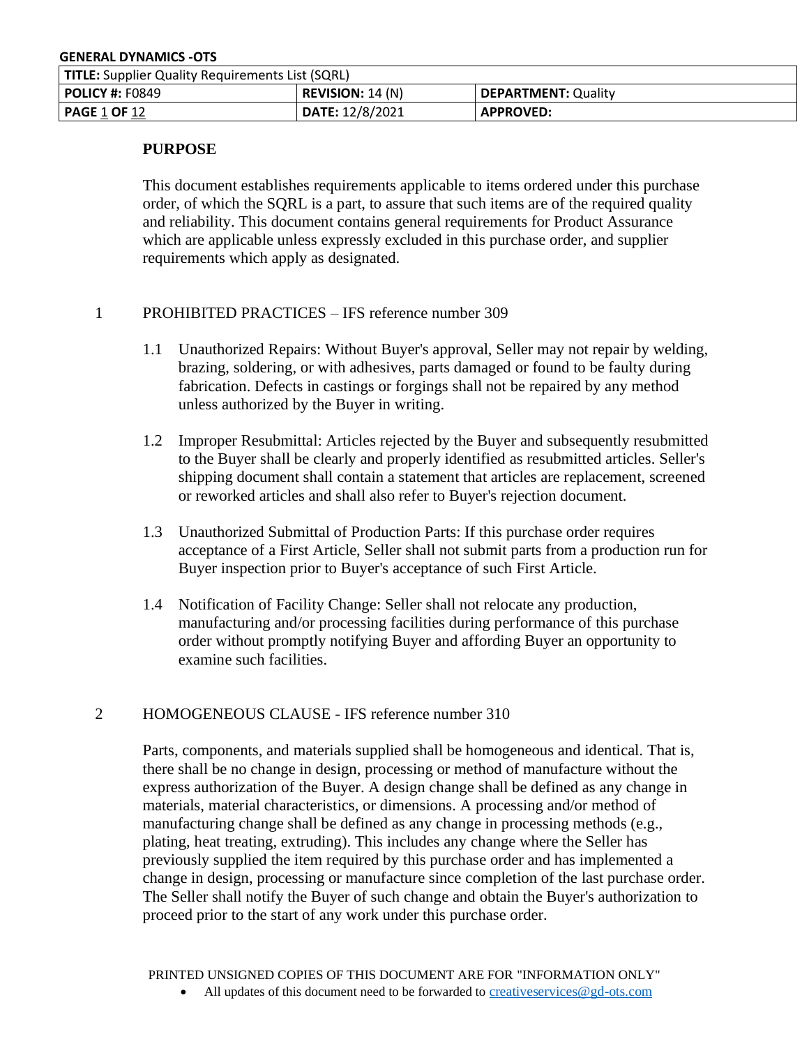**GENERAL DYNAMICS -OTS**

| **TITLE:** Supplier Quality Requirements List (SQRL) | | |
|---|---|---|
| **POLICY #:** F0849 | **REVISION:** 14 (N) | **DEPARTMENT:** Quality |
| **PAGE** 1 **OF** 12 | **DATE:** 12/8/2021 | **APPROVED:** |

## PURPOSE

This document establishes requirements applicable to items ordered under this purchase order, of which the SQRL is a part, to assure that such items are of the required quality and reliability. This document contains general requirements for Product Assurance which are applicable unless expressly excluded in this purchase order, and supplier requirements which apply as designated.

## 1 PROHIBITED PRACTICES – IFS reference number 309

1.1 Unauthorized Repairs: Without Buyer's approval, Seller may not repair by welding, brazing, soldering, or with adhesives, parts damaged or found to be faulty during fabrication. Defects in castings or forgings shall not be repaired by any method unless authorized by the Buyer in writing.

1.2 Improper Resubmittal: Articles rejected by the Buyer and subsequently resubmitted to the Buyer shall be clearly and properly identified as resubmitted articles. Seller's shipping document shall contain a statement that articles are replacement, screened or reworked articles and shall also refer to Buyer's rejection document.

1.3 Unauthorized Submittal of Production Parts: If this purchase order requires acceptance of a First Article, Seller shall not submit parts from a production run for Buyer inspection prior to Buyer's acceptance of such First Article.

1.4 Notification of Facility Change: Seller shall not relocate any production, manufacturing and/or processing facilities during performance of this purchase order without promptly notifying Buyer and affording Buyer an opportunity to examine such facilities.

## 2 HOMOGENEOUS CLAUSE - IFS reference number 310

Parts, components, and materials supplied shall be homogeneous and identical. That is, there shall be no change in design, processing or method of manufacture without the express authorization of the Buyer. A design change shall be defined as any change in materials, material characteristics, or dimensions. A processing and/or method of manufacturing change shall be defined as any change in processing methods (e.g., plating, heat treating, extruding). This includes any change where the Seller has previously supplied the item required by this purchase order and has implemented a change in design, processing or manufacture since completion of the last purchase order. The Seller shall notify the Buyer of such change and obtain the Buyer's authorization to proceed prior to the start of any work under this purchase order.

PRINTED UNSIGNED COPIES OF THIS DOCUMENT ARE FOR "INFORMATION ONLY"

- All updates of this document need to be forwarded to creativeservices@gd-ots.com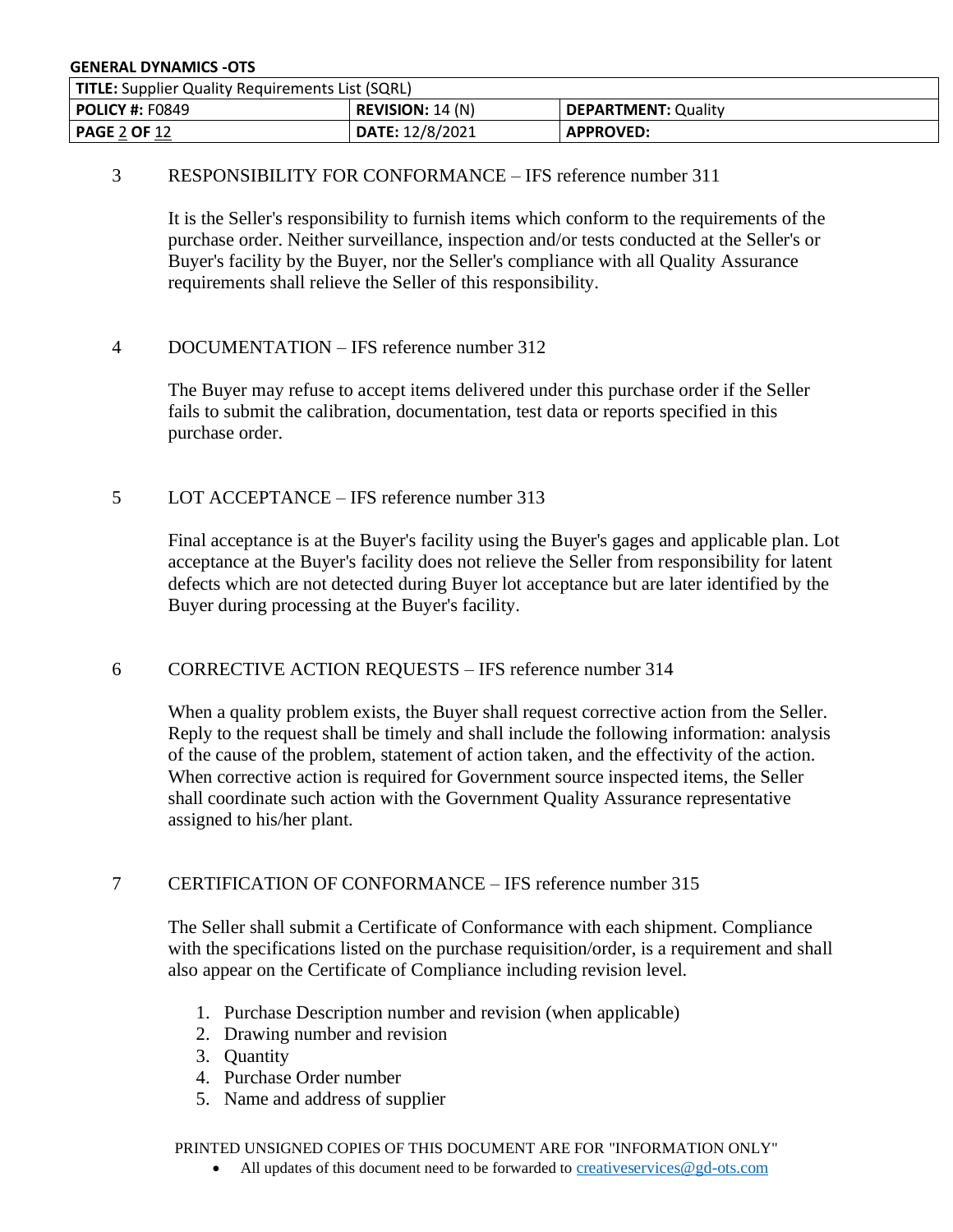## 3 RESPONSIBILITY FOR CONFORMANCE – IFS reference number 311

It is the Seller's responsibility to furnish items which conform to the requirements of the purchase order. Neither surveillance, inspection and/or tests conducted at the Seller's or Buyer's facility by the Buyer, nor the Seller's compliance with all Quality Assurance requirements shall relieve the Seller of this responsibility.

## 4 DOCUMENTATION – IFS reference number 312

The Buyer may refuse to accept items delivered under this purchase order if the Seller fails to submit the calibration, documentation, test data or reports specified in this purchase order.

## 5 LOT ACCEPTANCE – IFS reference number 313

Final acceptance is at the Buyer's facility using the Buyer's gages and applicable plan. Lot acceptance at the Buyer's facility does not relieve the Seller from responsibility for latent defects which are not detected during Buyer lot acceptance but are later identified by the Buyer during processing at the Buyer's facility.

## 6 CORRECTIVE ACTION REQUESTS – IFS reference number 314

When a quality problem exists, the Buyer shall request corrective action from the Seller. Reply to the request shall be timely and shall include the following information: analysis of the cause of the problem, statement of action taken, and the effectivity of the action. When corrective action is required for Government source inspected items, the Seller shall coordinate such action with the Government Quality Assurance representative assigned to his/her plant.

## 7 CERTIFICATION OF CONFORMANCE – IFS reference number 315

The Seller shall submit a Certificate of Conformance with each shipment. Compliance with the specifications listed on the purchase requisition/order, is a requirement and shall also appear on the Certificate of Compliance including revision level.

1. Purchase Description number and revision (when applicable)
2. Drawing number and revision
3. Quantity
4. Purchase Order number
5. Name and address of supplier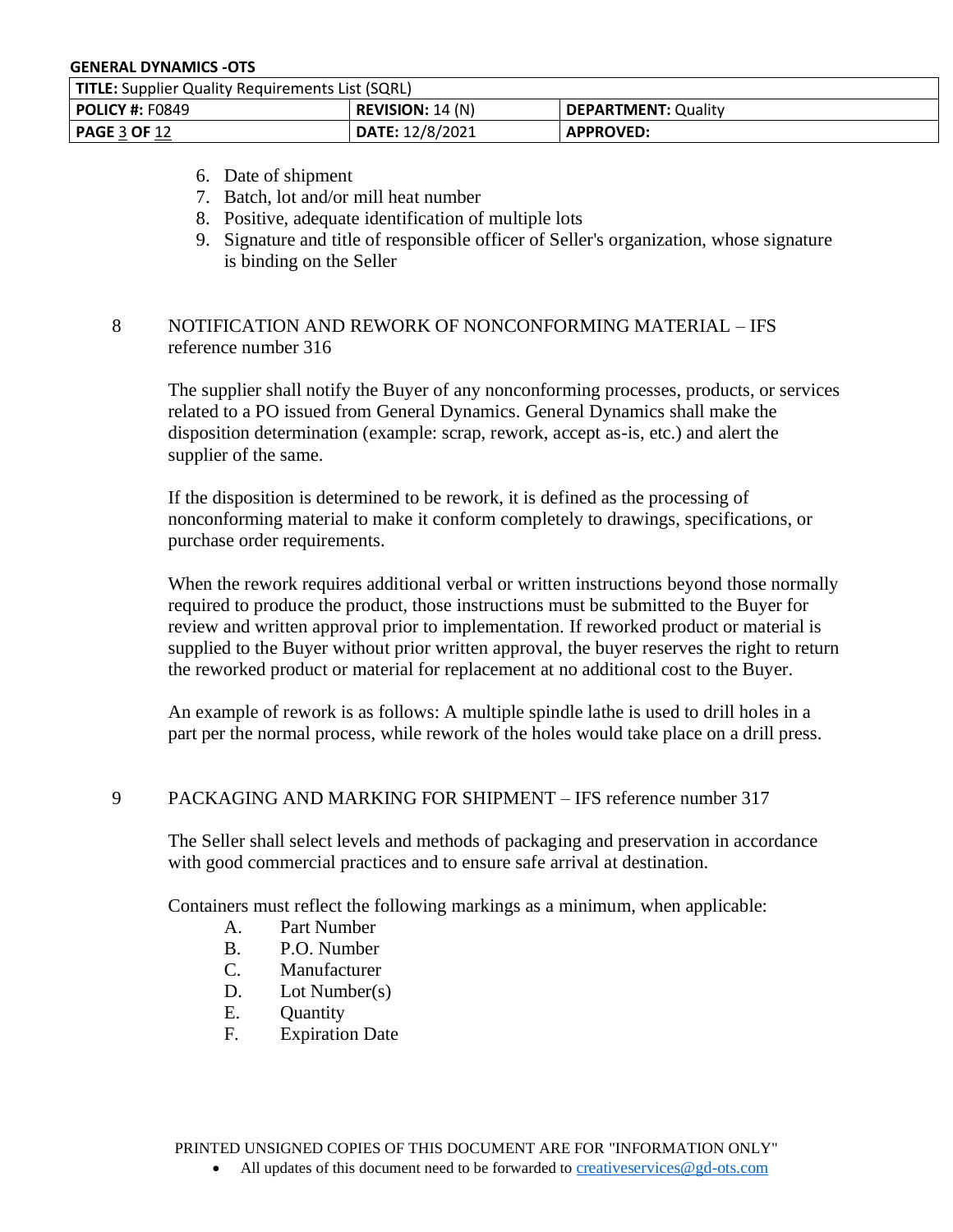6. Date of shipment
7. Batch, lot and/or mill heat number
8. Positive, adequate identification of multiple lots
9. Signature and title of responsible officer of Seller's organization, whose signature is binding on the Seller

## 8 NOTIFICATION AND REWORK OF NONCONFORMING MATERIAL – IFS reference number 316

The supplier shall notify the Buyer of any nonconforming processes, products, or services related to a PO issued from General Dynamics. General Dynamics shall make the disposition determination (example: scrap, rework, accept as-is, etc.) and alert the supplier of the same.

If the disposition is determined to be rework, it is defined as the processing of nonconforming material to make it conform completely to drawings, specifications, or purchase order requirements.

When the rework requires additional verbal or written instructions beyond those normally required to produce the product, those instructions must be submitted to the Buyer for review and written approval prior to implementation. If reworked product or material is supplied to the Buyer without prior written approval, the buyer reserves the right to return the reworked product or material for replacement at no additional cost to the Buyer.

An example of rework is as follows: A multiple spindle lathe is used to drill holes in a part per the normal process, while rework of the holes would take place on a drill press.

## 9 PACKAGING AND MARKING FOR SHIPMENT – IFS reference number 317

The Seller shall select levels and methods of packaging and preservation in accordance with good commercial practices and to ensure safe arrival at destination.

Containers must reflect the following markings as a minimum, when applicable:

A. Part Number
B. P.O. Number
C. Manufacturer
D. Lot Number(s)
E. Quantity
F. Expiration Date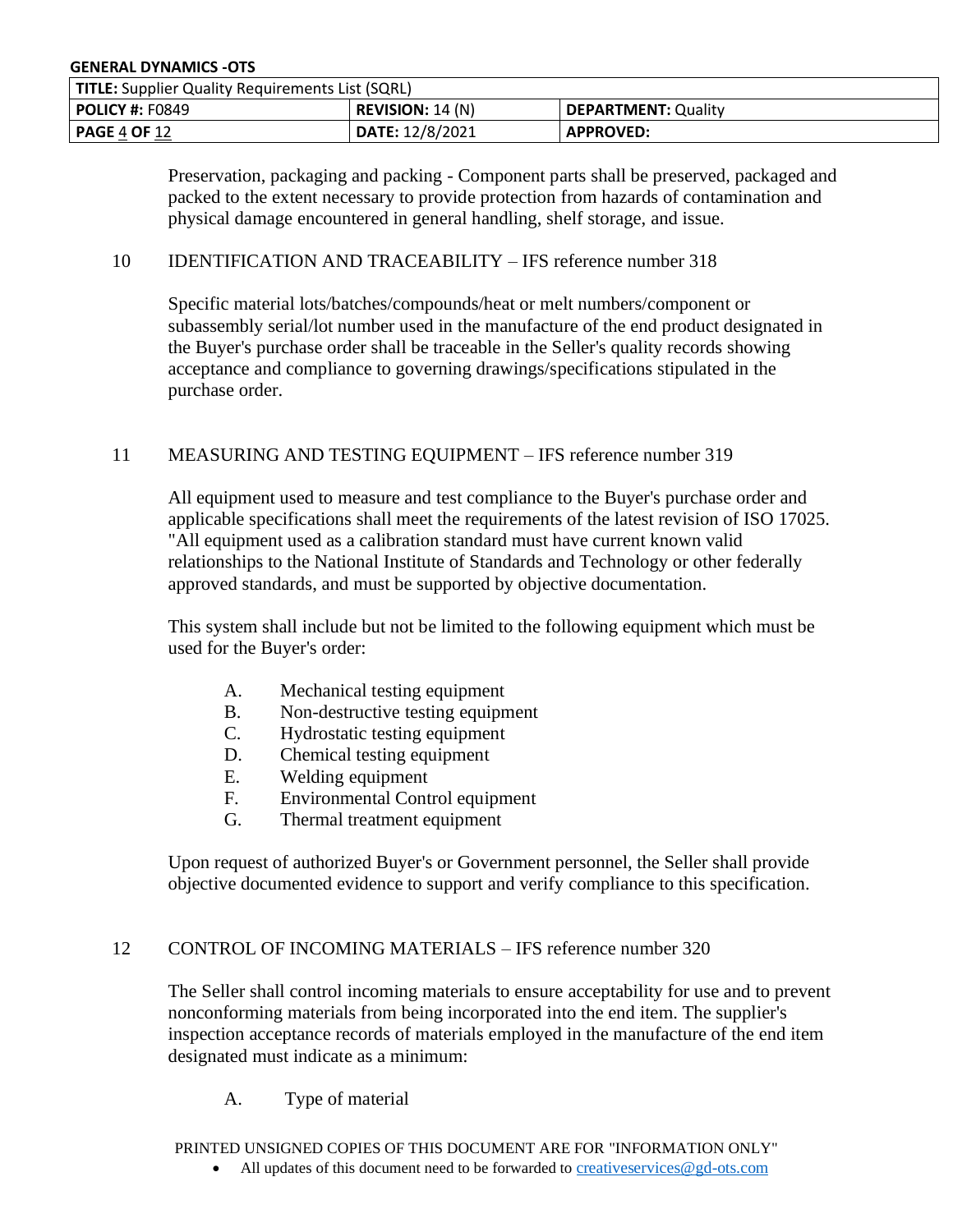Preservation, packaging and packing - Component parts shall be preserved, packaged and packed to the extent necessary to provide protection from hazards of contamination and physical damage encountered in general handling, shelf storage, and issue.

## 10 IDENTIFICATION AND TRACEABILITY – IFS reference number 318

Specific material lots/batches/compounds/heat or melt numbers/component or subassembly serial/lot number used in the manufacture of the end product designated in the Buyer's purchase order shall be traceable in the Seller's quality records showing acceptance and compliance to governing drawings/specifications stipulated in the purchase order.

## 11 MEASURING AND TESTING EQUIPMENT – IFS reference number 319

All equipment used to measure and test compliance to the Buyer's purchase order and applicable specifications shall meet the requirements of the latest revision of ISO 17025. "All equipment used as a calibration standard must have current known valid relationships to the National Institute of Standards and Technology or other federally approved standards, and must be supported by objective documentation.

This system shall include but not be limited to the following equipment which must be used for the Buyer's order:

- A. Mechanical testing equipment
- B. Non-destructive testing equipment
- C. Hydrostatic testing equipment
- D. Chemical testing equipment
- E. Welding equipment
- F. Environmental Control equipment
- G. Thermal treatment equipment

Upon request of authorized Buyer's or Government personnel, the Seller shall provide objective documented evidence to support and verify compliance to this specification.

## 12 CONTROL OF INCOMING MATERIALS – IFS reference number 320

The Seller shall control incoming materials to ensure acceptability for use and to prevent nonconforming materials from being incorporated into the end item. The supplier's inspection acceptance records of materials employed in the manufacture of the end item designated must indicate as a minimum:

- A. Type of material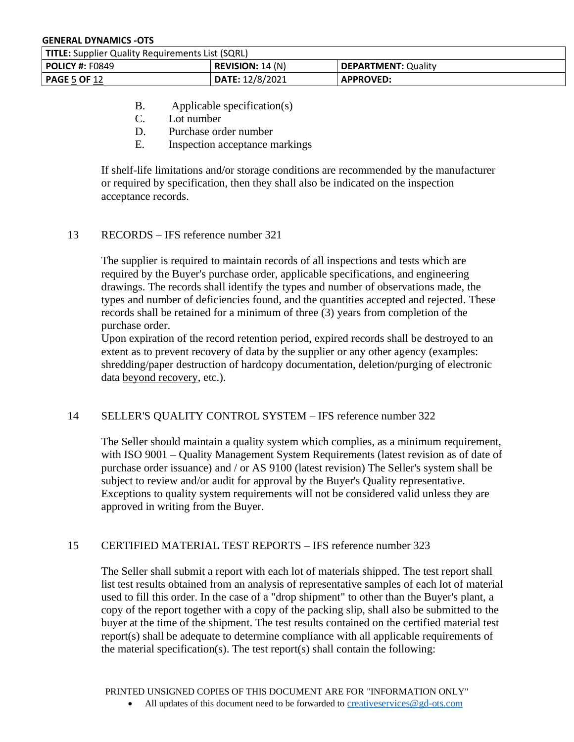B. Applicable specification(s)
C. Lot number
D. Purchase order number
E. Inspection acceptance markings

If shelf-life limitations and/or storage conditions are recommended by the manufacturer or required by specification, then they shall also be indicated on the inspection acceptance records.

## 13 RECORDS – IFS reference number 321

The supplier is required to maintain records of all inspections and tests which are required by the Buyer's purchase order, applicable specifications, and engineering drawings. The records shall identify the types and number of observations made, the types and number of deficiencies found, and the quantities accepted and rejected. These records shall be retained for a minimum of three (3) years from completion of the purchase order.

Upon expiration of the record retention period, expired records shall be destroyed to an extent as to prevent recovery of data by the supplier or any other agency (examples: shredding/paper destruction of hardcopy documentation, deletion/purging of electronic data beyond recovery, etc.).

## 14 SELLER'S QUALITY CONTROL SYSTEM – IFS reference number 322

The Seller should maintain a quality system which complies, as a minimum requirement, with ISO 9001 – Quality Management System Requirements (latest revision as of date of purchase order issuance) and / or AS 9100 (latest revision) The Seller's system shall be subject to review and/or audit for approval by the Buyer's Quality representative. Exceptions to quality system requirements will not be considered valid unless they are approved in writing from the Buyer.

## 15 CERTIFIED MATERIAL TEST REPORTS – IFS reference number 323

The Seller shall submit a report with each lot of materials shipped. The test report shall list test results obtained from an analysis of representative samples of each lot of material used to fill this order. In the case of a "drop shipment" to other than the Buyer's plant, a copy of the report together with a copy of the packing slip, shall also be submitted to the buyer at the time of the shipment. The test results contained on the certified material test report(s) shall be adequate to determine compliance with all applicable requirements of the material specification(s). The test report(s) shall contain the following: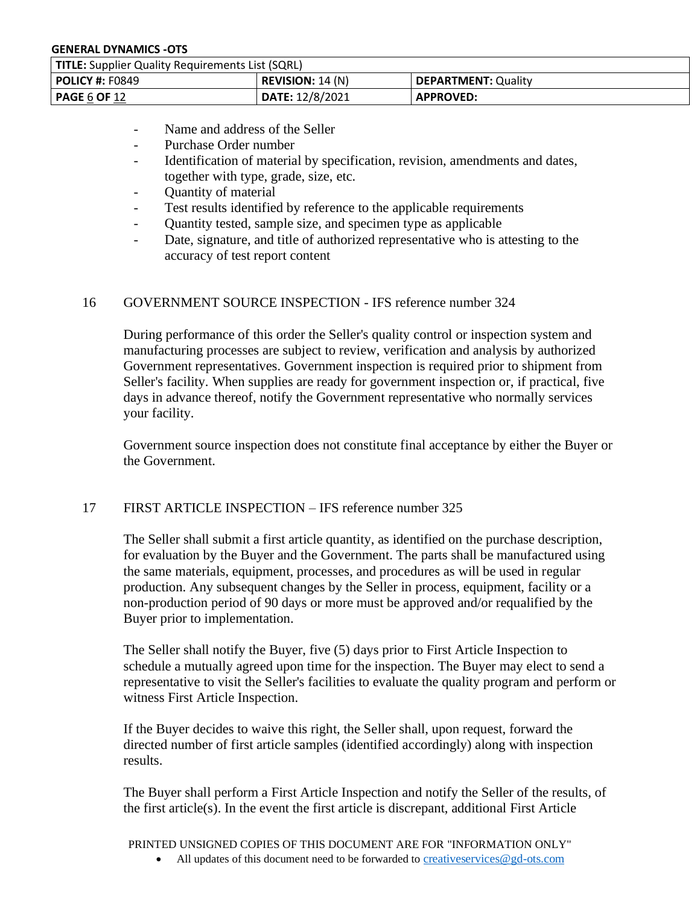- Name and address of the Seller
- Purchase Order number
- Identification of material by specification, revision, amendments and dates, together with type, grade, size, etc.
- Quantity of material
- Test results identified by reference to the applicable requirements
- Quantity tested, sample size, and specimen type as applicable
- Date, signature, and title of authorized representative who is attesting to the accuracy of test report content

## 16 GOVERNMENT SOURCE INSPECTION - IFS reference number 324

During performance of this order the Seller's quality control or inspection system and manufacturing processes are subject to review, verification and analysis by authorized Government representatives. Government inspection is required prior to shipment from Seller's facility. When supplies are ready for government inspection or, if practical, five days in advance thereof, notify the Government representative who normally services your facility.

Government source inspection does not constitute final acceptance by either the Buyer or the Government.

## 17 FIRST ARTICLE INSPECTION – IFS reference number 325

The Seller shall submit a first article quantity, as identified on the purchase description, for evaluation by the Buyer and the Government. The parts shall be manufactured using the same materials, equipment, processes, and procedures as will be used in regular production. Any subsequent changes by the Seller in process, equipment, facility or a non-production period of 90 days or more must be approved and/or requalified by the Buyer prior to implementation.

The Seller shall notify the Buyer, five (5) days prior to First Article Inspection to schedule a mutually agreed upon time for the inspection. The Buyer may elect to send a representative to visit the Seller's facilities to evaluate the quality program and perform or witness First Article Inspection.

If the Buyer decides to waive this right, the Seller shall, upon request, forward the directed number of first article samples (identified accordingly) along with inspection results.

The Buyer shall perform a First Article Inspection and notify the Seller of the results, of the first article(s). In the event the first article is discrepant, additional First Article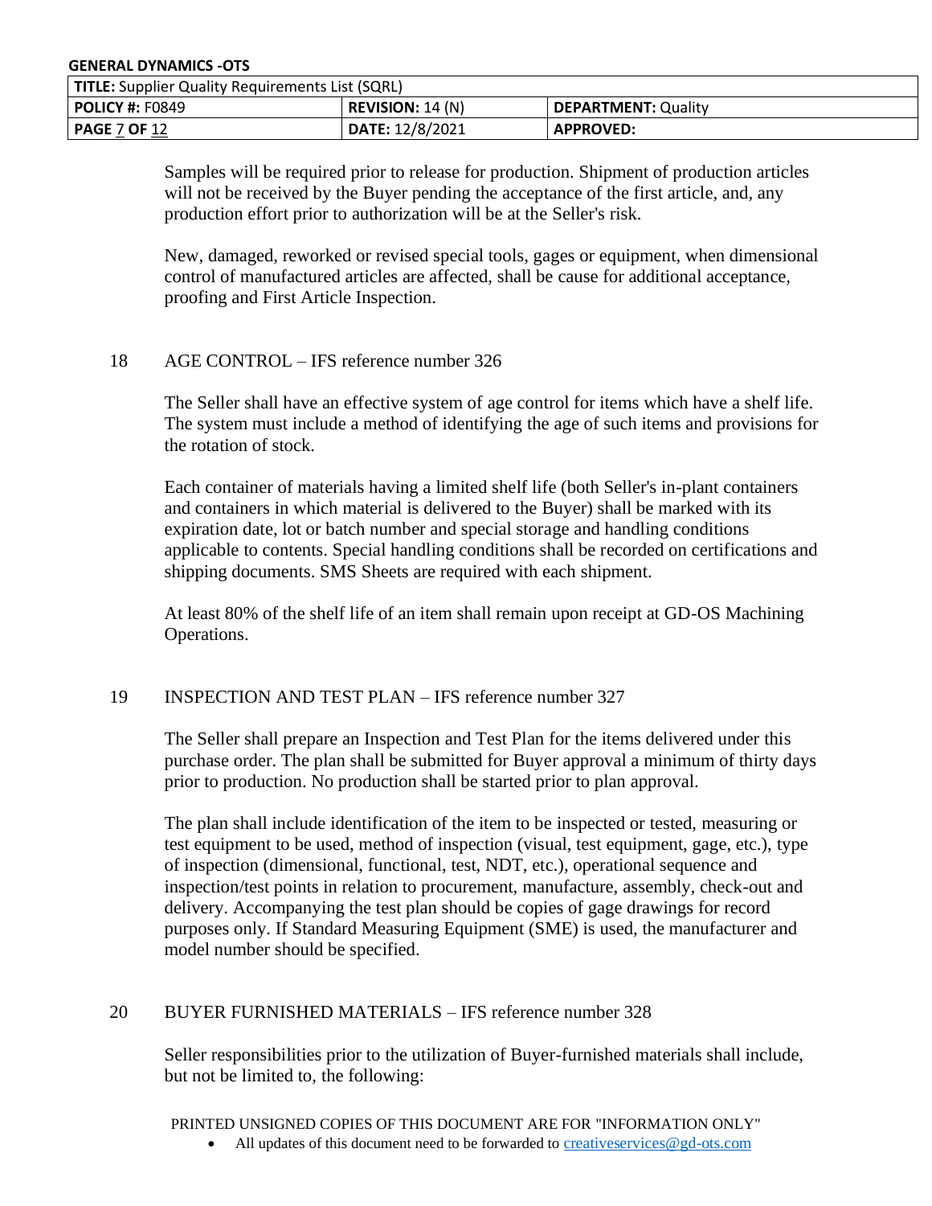Samples will be required prior to release for production. Shipment of production articles will not be received by the Buyer pending the acceptance of the first article, and, any production effort prior to authorization will be at the Seller's risk.

New, damaged, reworked or revised special tools, gages or equipment, when dimensional control of manufactured articles are affected, shall be cause for additional acceptance, proofing and First Article Inspection.

## 18 AGE CONTROL – IFS reference number 326

The Seller shall have an effective system of age control for items which have a shelf life. The system must include a method of identifying the age of such items and provisions for the rotation of stock.

Each container of materials having a limited shelf life (both Seller's in-plant containers and containers in which material is delivered to the Buyer) shall be marked with its expiration date, lot or batch number and special storage and handling conditions applicable to contents. Special handling conditions shall be recorded on certifications and shipping documents. SMS Sheets are required with each shipment.

At least 80% of the shelf life of an item shall remain upon receipt at GD-OS Machining Operations.

## 19 INSPECTION AND TEST PLAN – IFS reference number 327

The Seller shall prepare an Inspection and Test Plan for the items delivered under this purchase order. The plan shall be submitted for Buyer approval a minimum of thirty days prior to production. No production shall be started prior to plan approval.

The plan shall include identification of the item to be inspected or tested, measuring or test equipment to be used, method of inspection (visual, test equipment, gage, etc.), type of inspection (dimensional, functional, test, NDT, etc.), operational sequence and inspection/test points in relation to procurement, manufacture, assembly, check-out and delivery. Accompanying the test plan should be copies of gage drawings for record purposes only. If Standard Measuring Equipment (SME) is used, the manufacturer and model number should be specified.

## 20 BUYER FURNISHED MATERIALS – IFS reference number 328

Seller responsibilities prior to the utilization of Buyer-furnished materials shall include, but not be limited to, the following: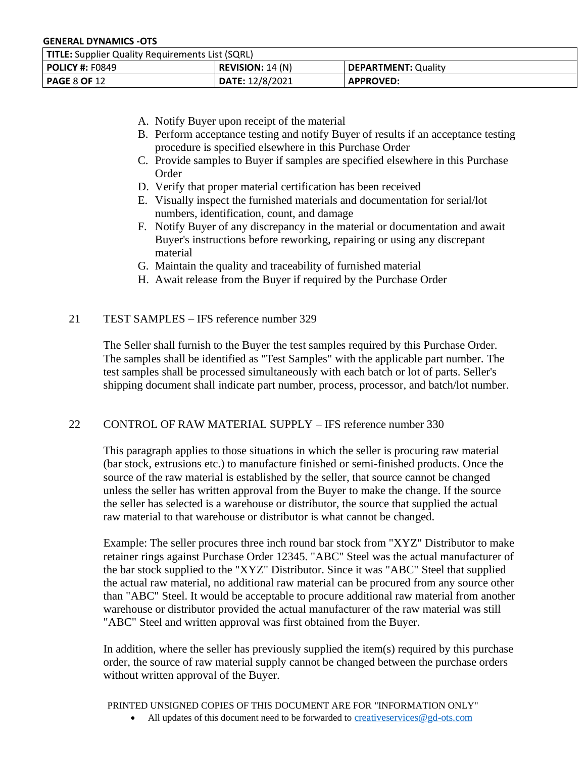A. Notify Buyer upon receipt of the material
B. Perform acceptance testing and notify Buyer of results if an acceptance testing procedure is specified elsewhere in this Purchase Order
C. Provide samples to Buyer if samples are specified elsewhere in this Purchase Order
D. Verify that proper material certification has been received
E. Visually inspect the furnished materials and documentation for serial/lot numbers, identification, count, and damage
F. Notify Buyer of any discrepancy in the material or documentation and await Buyer's instructions before reworking, repairing or using any discrepant material
G. Maintain the quality and traceability of furnished material
H. Await release from the Buyer if required by the Purchase Order

## 21 TEST SAMPLES – IFS reference number 329

The Seller shall furnish to the Buyer the test samples required by this Purchase Order. The samples shall be identified as "Test Samples" with the applicable part number. The test samples shall be processed simultaneously with each batch or lot of parts. Seller's shipping document shall indicate part number, process, processor, and batch/lot number.

## 22 CONTROL OF RAW MATERIAL SUPPLY – IFS reference number 330

This paragraph applies to those situations in which the seller is procuring raw material (bar stock, extrusions etc.) to manufacture finished or semi-finished products. Once the source of the raw material is established by the seller, that source cannot be changed unless the seller has written approval from the Buyer to make the change. If the source the seller has selected is a warehouse or distributor, the source that supplied the actual raw material to that warehouse or distributor is what cannot be changed.

Example: The seller procures three inch round bar stock from "XYZ" Distributor to make retainer rings against Purchase Order 12345. "ABC" Steel was the actual manufacturer of the bar stock supplied to the "XYZ" Distributor. Since it was "ABC" Steel that supplied the actual raw material, no additional raw material can be procured from any source other than "ABC" Steel. It would be acceptable to procure additional raw material from another warehouse or distributor provided the actual manufacturer of the raw material was still "ABC" Steel and written approval was first obtained from the Buyer.

In addition, where the seller has previously supplied the item(s) required by this purchase order, the source of raw material supply cannot be changed between the purchase orders without written approval of the Buyer.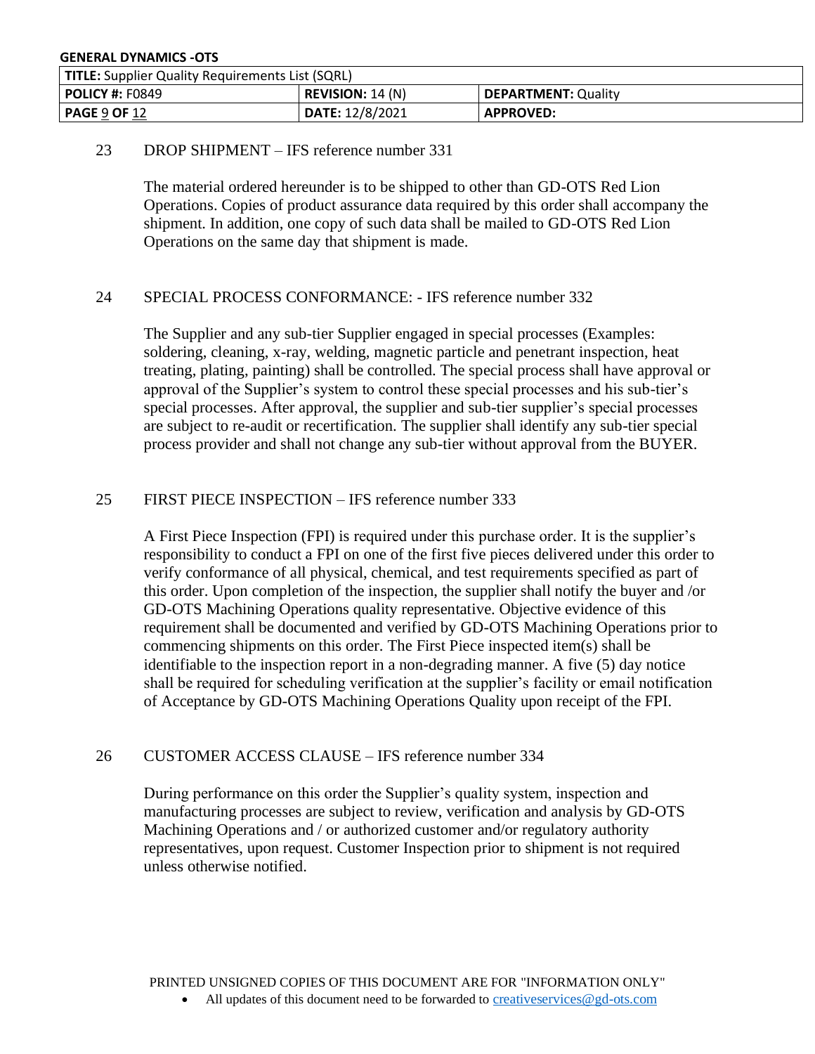## 23 DROP SHIPMENT – IFS reference number 331

The material ordered hereunder is to be shipped to other than GD-OTS Red Lion Operations. Copies of product assurance data required by this order shall accompany the shipment. In addition, one copy of such data shall be mailed to GD-OTS Red Lion Operations on the same day that shipment is made.

## 24 SPECIAL PROCESS CONFORMANCE: - IFS reference number 332

The Supplier and any sub-tier Supplier engaged in special processes (Examples: soldering, cleaning, x-ray, welding, magnetic particle and penetrant inspection, heat treating, plating, painting) shall be controlled. The special process shall have approval or approval of the Supplier's system to control these special processes and his sub-tier's special processes. After approval, the supplier and sub-tier supplier's special processes are subject to re-audit or recertification. The supplier shall identify any sub-tier special process provider and shall not change any sub-tier without approval from the BUYER.

## 25 FIRST PIECE INSPECTION – IFS reference number 333

A First Piece Inspection (FPI) is required under this purchase order. It is the supplier's responsibility to conduct a FPI on one of the first five pieces delivered under this order to verify conformance of all physical, chemical, and test requirements specified as part of this order. Upon completion of the inspection, the supplier shall notify the buyer and /or GD-OTS Machining Operations quality representative. Objective evidence of this requirement shall be documented and verified by GD-OTS Machining Operations prior to commencing shipments on this order. The First Piece inspected item(s) shall be identifiable to the inspection report in a non-degrading manner. A five (5) day notice shall be required for scheduling verification at the supplier's facility or email notification of Acceptance by GD-OTS Machining Operations Quality upon receipt of the FPI.

## 26 CUSTOMER ACCESS CLAUSE – IFS reference number 334

During performance on this order the Supplier's quality system, inspection and manufacturing processes are subject to review, verification and analysis by GD-OTS Machining Operations and / or authorized customer and/or regulatory authority representatives, upon request. Customer Inspection prior to shipment is not required unless otherwise notified.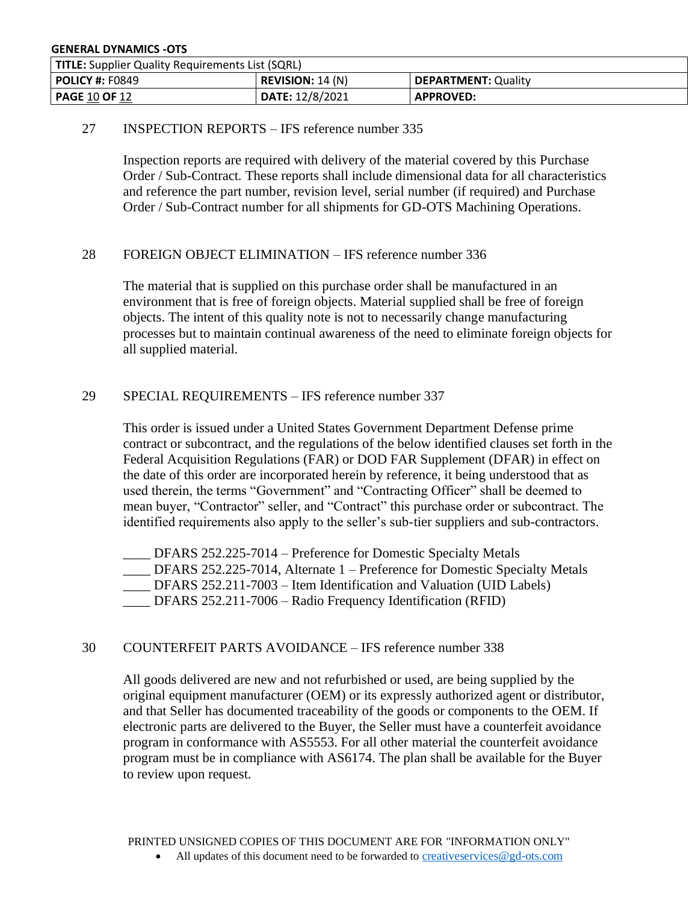## 27 INSPECTION REPORTS – IFS reference number 335

Inspection reports are required with delivery of the material covered by this Purchase Order / Sub-Contract. These reports shall include dimensional data for all characteristics and reference the part number, revision level, serial number (if required) and Purchase Order / Sub-Contract number for all shipments for GD-OTS Machining Operations.

## 28 FOREIGN OBJECT ELIMINATION – IFS reference number 336

The material that is supplied on this purchase order shall be manufactured in an environment that is free of foreign objects. Material supplied shall be free of foreign objects. The intent of this quality note is not to necessarily change manufacturing processes but to maintain continual awareness of the need to eliminate foreign objects for all supplied material.

## 29 SPECIAL REQUIREMENTS – IFS reference number 337

This order is issued under a United States Government Department Defense prime contract or subcontract, and the regulations of the below identified clauses set forth in the Federal Acquisition Regulations (FAR) or DOD FAR Supplement (DFAR) in effect on the date of this order are incorporated herein by reference, it being understood that as used therein, the terms "Government" and "Contracting Officer" shall be deemed to mean buyer, "Contractor" seller, and "Contract" this purchase order or subcontract. The identified requirements also apply to the seller's sub-tier suppliers and sub-contractors.

____ DFARS 252.225-7014 – Preference for Domestic Specialty Metals
____ DFARS 252.225-7014, Alternate 1 – Preference for Domestic Specialty Metals
____ DFARS 252.211-7003 – Item Identification and Valuation (UID Labels)
____ DFARS 252.211-7006 – Radio Frequency Identification (RFID)

## 30 COUNTERFEIT PARTS AVOIDANCE – IFS reference number 338

All goods delivered are new and not refurbished or used, are being supplied by the original equipment manufacturer (OEM) or its expressly authorized agent or distributor, and that Seller has documented traceability of the goods or components to the OEM. If electronic parts are delivered to the Buyer, the Seller must have a counterfeit avoidance program in conformance with AS5553. For all other material the counterfeit avoidance program must be in compliance with AS6174. The plan shall be available for the Buyer to review upon request.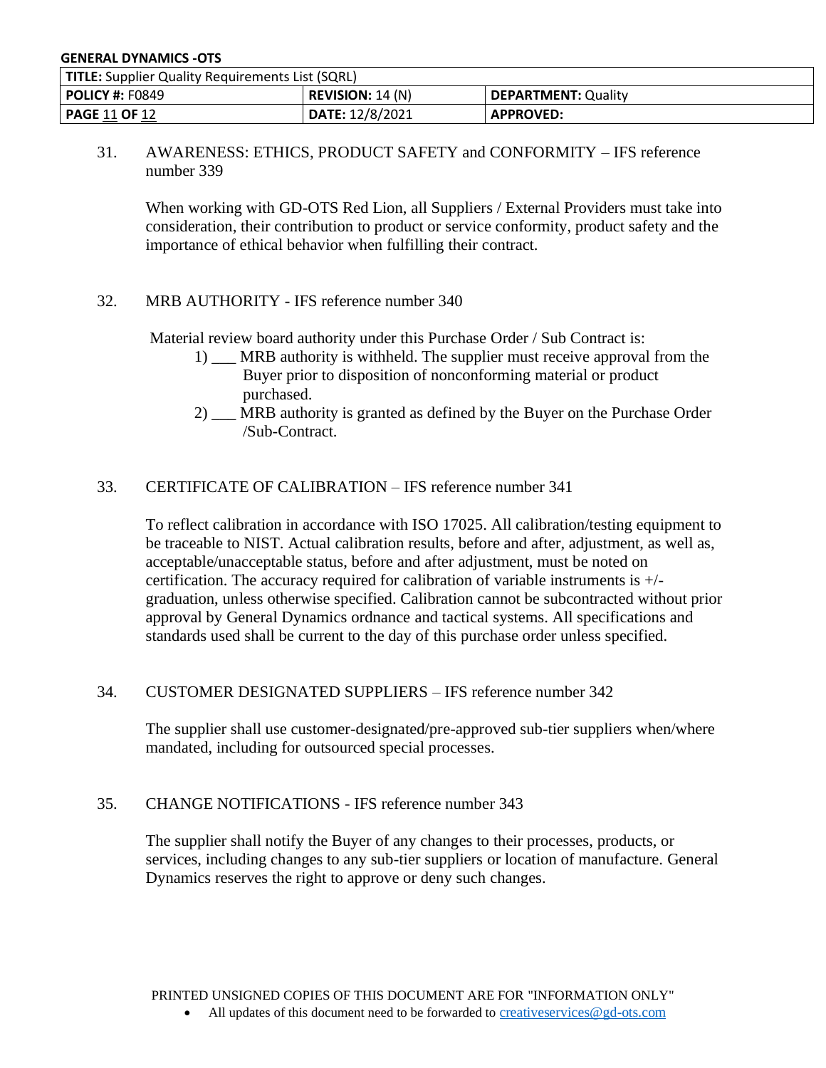31. AWARENESS: ETHICS, PRODUCT SAFETY and CONFORMITY – IFS reference number 339

When working with GD-OTS Red Lion, all Suppliers / External Providers must take into consideration, their contribution to product or service conformity, product safety and the importance of ethical behavior when fulfilling their contract.

32. MRB AUTHORITY - IFS reference number 340

Material review board authority under this Purchase Order / Sub Contract is:

1) ___ MRB authority is withheld. The supplier must receive approval from the Buyer prior to disposition of nonconforming material or product purchased.
2) ___ MRB authority is granted as defined by the Buyer on the Purchase Order /Sub-Contract.

33. CERTIFICATE OF CALIBRATION – IFS reference number 341

To reflect calibration in accordance with ISO 17025. All calibration/testing equipment to be traceable to NIST. Actual calibration results, before and after, adjustment, as well as, acceptable/unacceptable status, before and after adjustment, must be noted on certification. The accuracy required for calibration of variable instruments is +/- graduation, unless otherwise specified. Calibration cannot be subcontracted without prior approval by General Dynamics ordnance and tactical systems. All specifications and standards used shall be current to the day of this purchase order unless specified.

34. CUSTOMER DESIGNATED SUPPLIERS – IFS reference number 342

The supplier shall use customer-designated/pre-approved sub-tier suppliers when/where mandated, including for outsourced special processes.

35. CHANGE NOTIFICATIONS - IFS reference number 343

The supplier shall notify the Buyer of any changes to their processes, products, or services, including changes to any sub-tier suppliers or location of manufacture. General Dynamics reserves the right to approve or deny such changes.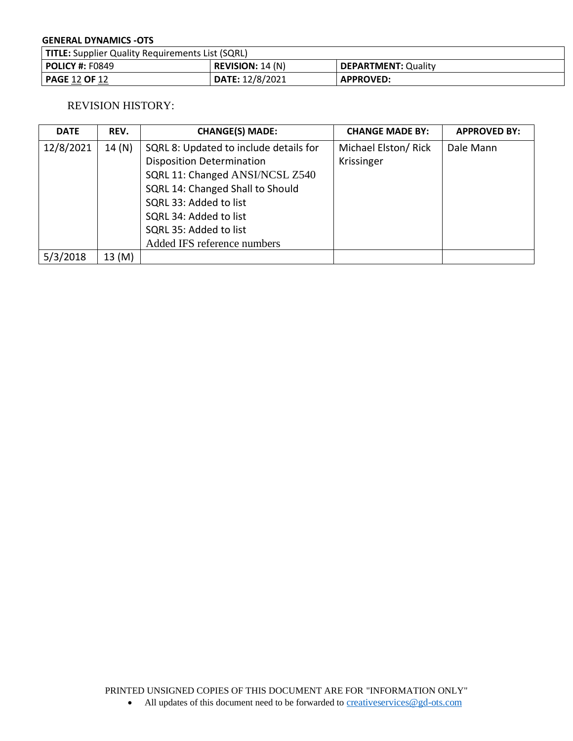REVISION HISTORY:

| DATE | REV. | CHANGE(S) MADE: | CHANGE MADE BY: | APPROVED BY: |
| --- | --- | --- | --- | --- |
| 12/8/2021 | 14 (N) | SQRL 8: Updated to include details for Disposition Determination<br>SQRL 11: Changed ANSI/NCSL Z540<br>SQRL 14: Changed Shall to Should<br>SQRL 33: Added to list<br>SQRL 34: Added to list<br>SQRL 35: Added to list<br>Added IFS reference numbers | Michael Elston/ Rick Krissinger | Dale Mann |
| 5/3/2018 | 13 (M) | | | |

PRINTED UNSIGNED COPIES OF THIS DOCUMENT ARE FOR "INFORMATION ONLY"

- All updates of this document need to be forwarded to creativeservices@gd-ots.com